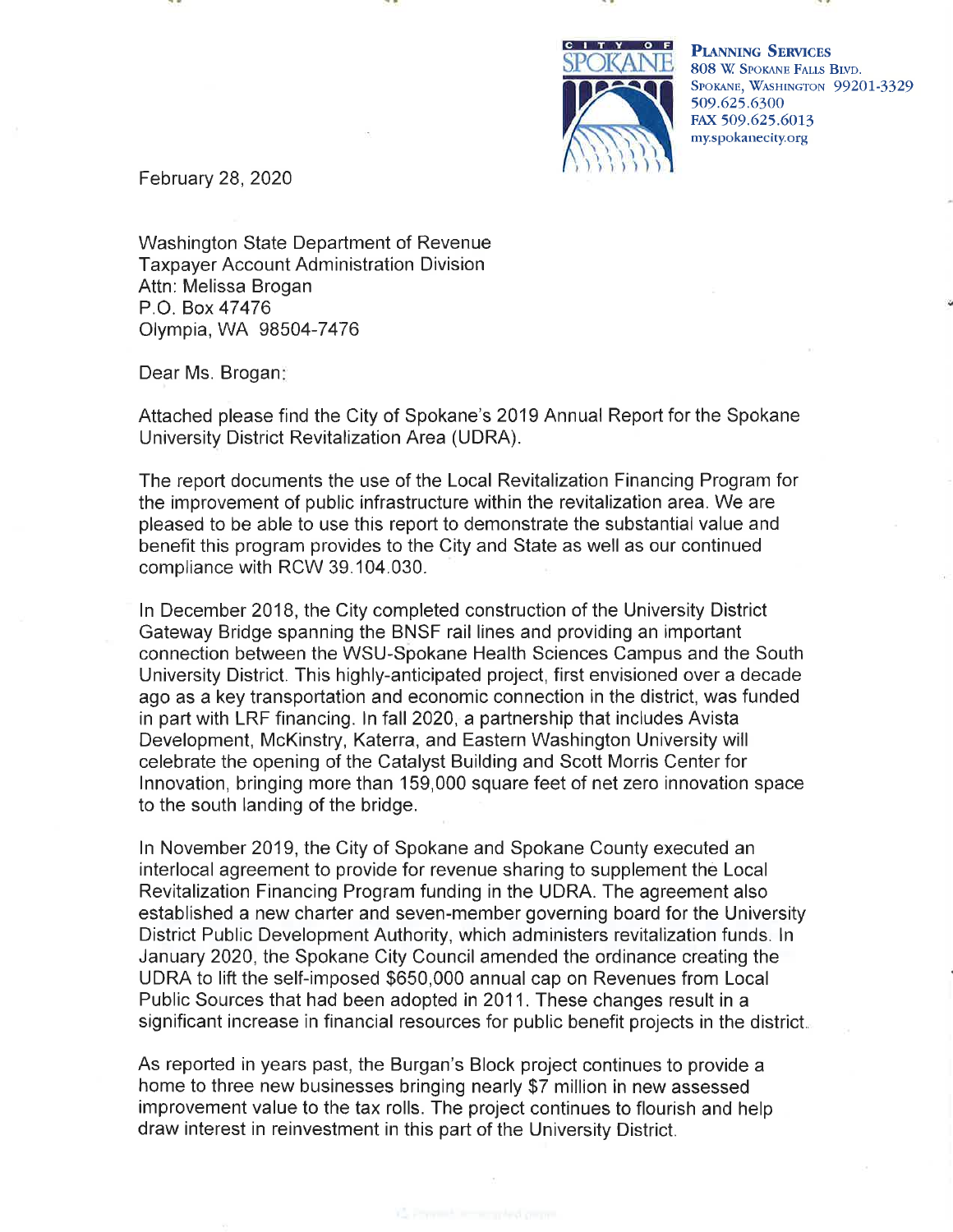CITY OF SPOKANE

**PLANNING SERVICES**
808 W. SPOKANE FALLS BLVD.
SPOKANE, WASHINGTON 99201-3329
509.625.6300
FAX 509.625.6013
my.spokanecity.org

February 28, 2020

Washington State Department of Revenue
Taxpayer Account Administration Division
Attn: Melissa Brogan
P.O. Box 47476
Olympia, WA 98504-7476

Dear Ms. Brogan:

Attached please find the City of Spokane's 2019 Annual Report for the Spokane University District Revitalization Area (UDRA).

The report documents the use of the Local Revitalization Financing Program for the improvement of public infrastructure within the revitalization area. We are pleased to be able to use this report to demonstrate the substantial value and benefit this program provides to the City and State as well as our continued compliance with RCW 39.104.030.

In December 2018, the City completed construction of the University District Gateway Bridge spanning the BNSF rail lines and providing an important connection between the WSU-Spokane Health Sciences Campus and the South University District. This highly-anticipated project, first envisioned over a decade ago as a key transportation and economic connection in the district, was funded in part with LRF financing. In fall 2020, a partnership that includes Avista Development, McKinstry, Katerra, and Eastern Washington University will celebrate the opening of the Catalyst Building and Scott Morris Center for Innovation, bringing more than 159,000 square feet of net zero innovation space to the south landing of the bridge.

In November 2019, the City of Spokane and Spokane County executed an interlocal agreement to provide for revenue sharing to supplement the Local Revitalization Financing Program funding in the UDRA. The agreement also established a new charter and seven-member governing board for the University District Public Development Authority, which administers revitalization funds. In January 2020, the Spokane City Council amended the ordinance creating the UDRA to lift the self-imposed $650,000 annual cap on Revenues from Local Public Sources that had been adopted in 2011. These changes result in a significant increase in financial resources for public benefit projects in the district.

As reported in years past, the Burgan's Block project continues to provide a home to three new businesses bringing nearly $7 million in new assessed improvement value to the tax rolls. The project continues to flourish and help draw interest in reinvestment in this part of the University District.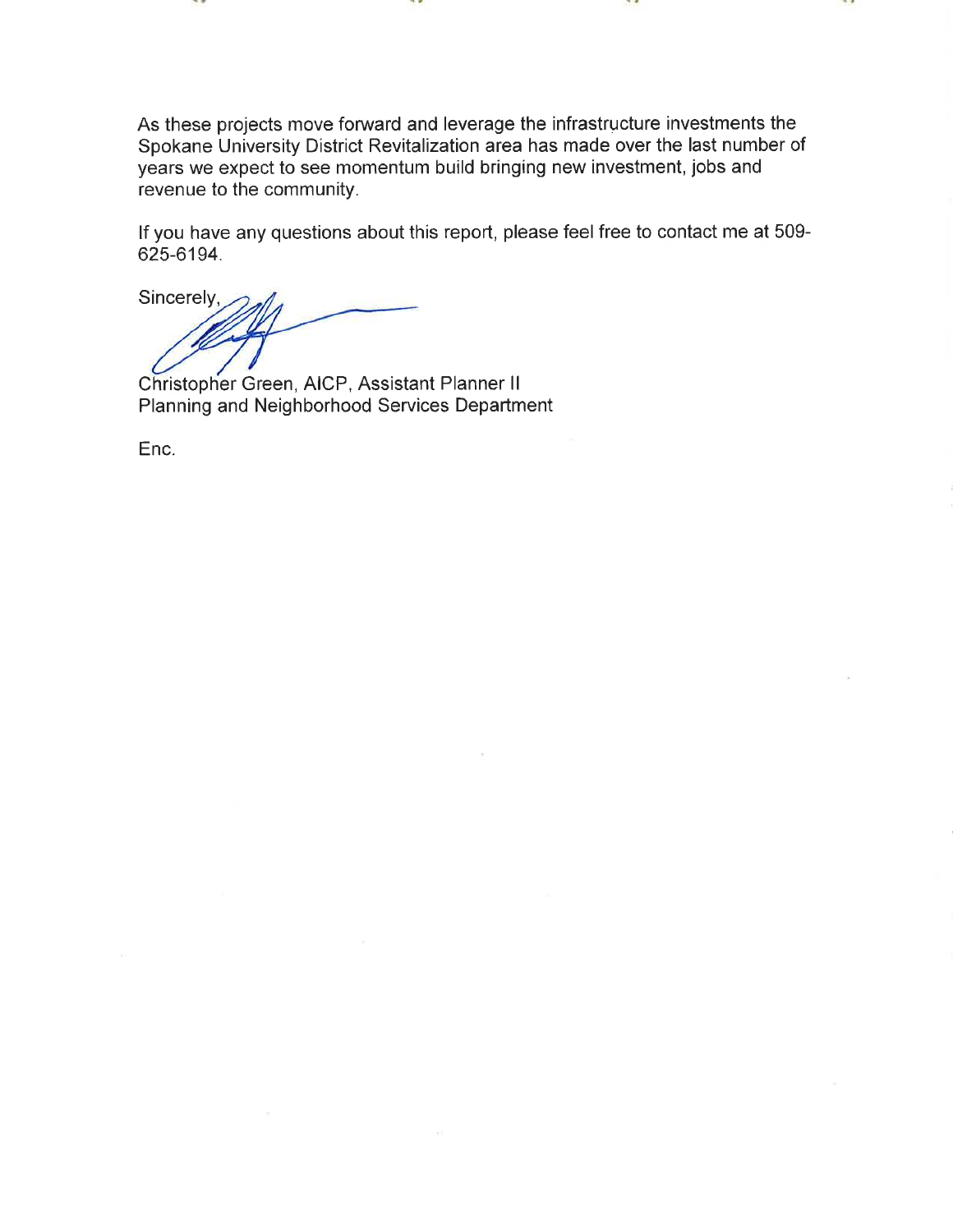As these projects move forward and leverage the infrastructure investments the Spokane University District Revitalization area has made over the last number of years we expect to see momentum build bringing new investment, jobs and revenue to the community.

If you have any questions about this report, please feel free to contact me at 509-625-6194.

Sincerely,

Christopher Green, AICP, Assistant Planner II
Planning and Neighborhood Services Department

Enc.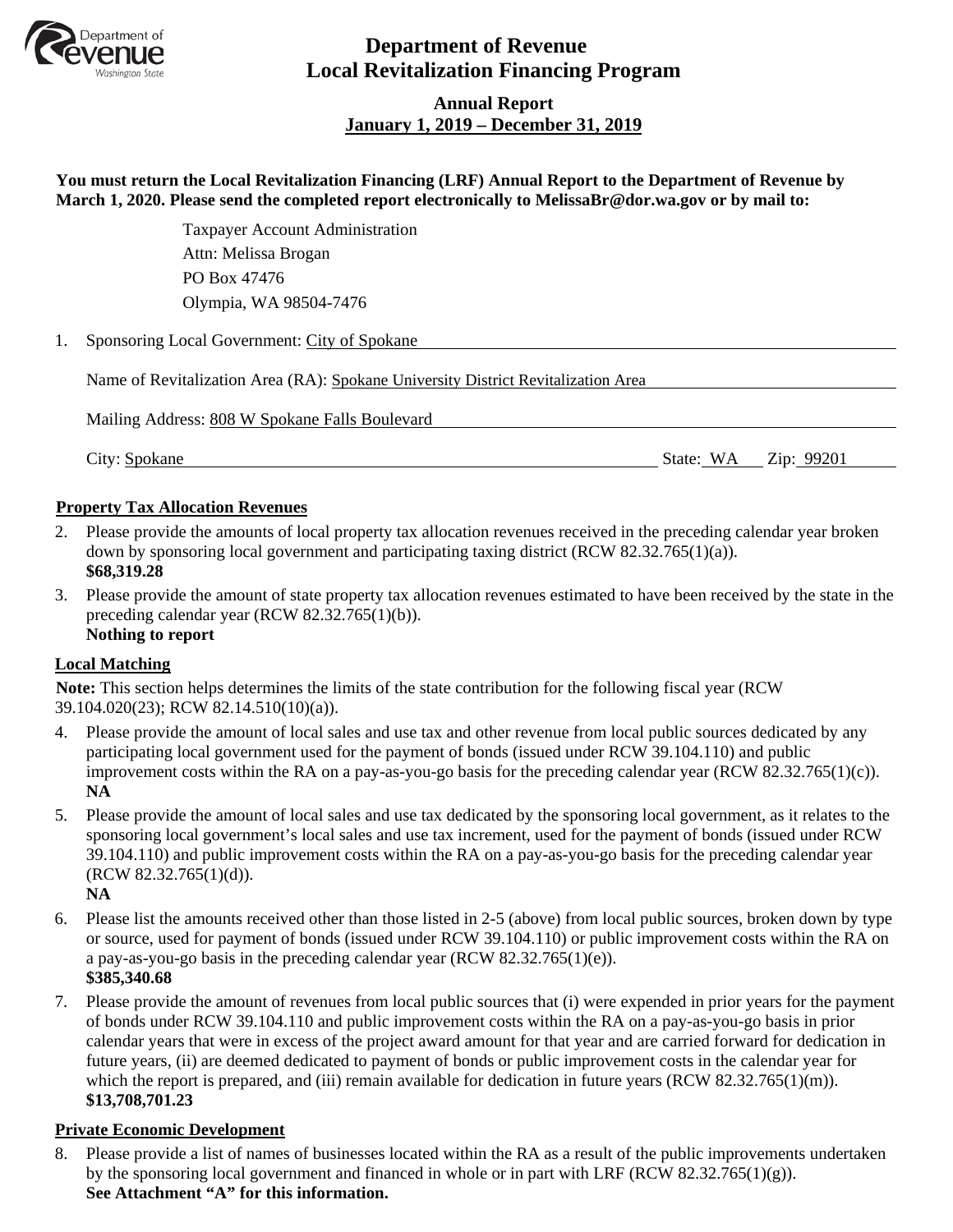# Department of Revenue
# Local Revitalization Financing Program

## Annual Report
## January 1, 2019 – December 31, 2019

**You must return the Local Revitalization Financing (LRF) Annual Report to the Department of Revenue by March 1, 2020. Please send the completed report electronically to MelissaBr@dor.wa.gov or by mail to:**

Taxpayer Account Administration
Attn: Melissa Brogan
PO Box 47476
Olympia, WA 98504-7476

1. Sponsoring Local Government: City of Spokane

   Name of Revitalization Area (RA): Spokane University District Revitalization Area

   Mailing Address: 808 W Spokane Falls Boulevard

   City: Spokane State: WA Zip: 99201

### Property Tax Allocation Revenues

2. Please provide the amounts of local property tax allocation revenues received in the preceding calendar year broken down by sponsoring local government and participating taxing district (RCW 82.32.765(1)(a)).
   **$68,319.28**
3. Please provide the amount of state property tax allocation revenues estimated to have been received by the state in the preceding calendar year (RCW 82.32.765(1)(b)).
   **Nothing to report**

### Local Matching

**Note:** This section helps determines the limits of the state contribution for the following fiscal year (RCW 39.104.020(23); RCW 82.14.510(10)(a)).

4. Please provide the amount of local sales and use tax and other revenue from local public sources dedicated by any participating local government used for the payment of bonds (issued under RCW 39.104.110) and public improvement costs within the RA on a pay-as-you-go basis for the preceding calendar year (RCW 82.32.765(1)(c)).
   **NA**
5. Please provide the amount of local sales and use tax dedicated by the sponsoring local government, as it relates to the sponsoring local government's local sales and use tax increment, used for the payment of bonds (issued under RCW 39.104.110) and public improvement costs within the RA on a pay-as-you-go basis for the preceding calendar year (RCW 82.32.765(1)(d)).
   **NA**
6. Please list the amounts received other than those listed in 2-5 (above) from local public sources, broken down by type or source, used for payment of bonds (issued under RCW 39.104.110) or public improvement costs within the RA on a pay-as-you-go basis in the preceding calendar year (RCW 82.32.765(1)(e)).
   **$385,340.68**
7. Please provide the amount of revenues from local public sources that (i) were expended in prior years for the payment of bonds under RCW 39.104.110 and public improvement costs within the RA on a pay-as-you-go basis in prior calendar years that were in excess of the project award amount for that year and are carried forward for dedication in future years, (ii) are deemed dedicated to payment of bonds or public improvement costs in the calendar year for which the report is prepared, and (iii) remain available for dedication in future years (RCW 82.32.765(1)(m)).
   **$13,708,701.23**

### Private Economic Development

8. Please provide a list of names of businesses located within the RA as a result of the public improvements undertaken by the sponsoring local government and financed in whole or in part with LRF (RCW 82.32.765(1)(g)).
   **See Attachment "A" for this information.**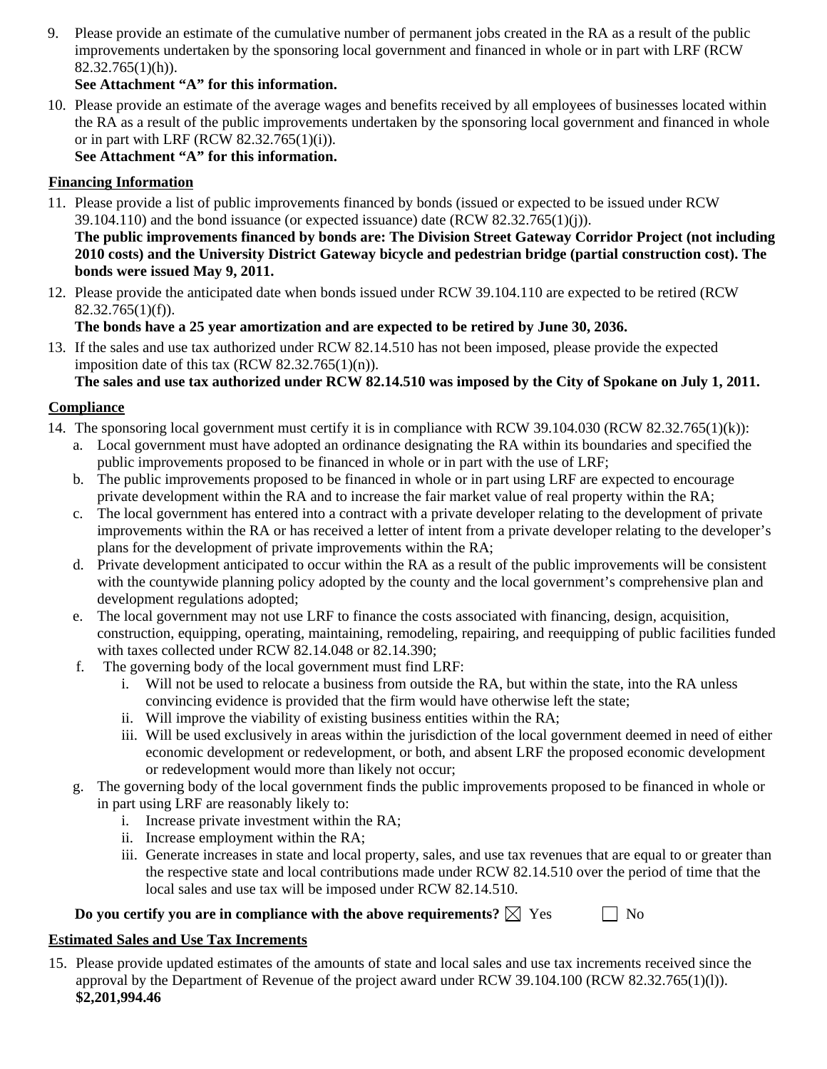9. Please provide an estimate of the cumulative number of permanent jobs created in the RA as a result of the public improvements undertaken by the sponsoring local government and financed in whole or in part with LRF (RCW 82.32.765(1)(h)).
   **See Attachment "A" for this information.**
10. Please provide an estimate of the average wages and benefits received by all employees of businesses located within the RA as a result of the public improvements undertaken by the sponsoring local government and financed in whole or in part with LRF (RCW 82.32.765(1)(i)).
    **See Attachment "A" for this information.**

## Financing Information

11. Please provide a list of public improvements financed by bonds (issued or expected to be issued under RCW 39.104.110) and the bond issuance (or expected issuance) date (RCW 82.32.765(1)(j)).
    **The public improvements financed by bonds are: The Division Street Gateway Corridor Project (not including 2010 costs) and the University District Gateway bicycle and pedestrian bridge (partial construction cost). The bonds were issued May 9, 2011.**
12. Please provide the anticipated date when bonds issued under RCW 39.104.110 are expected to be retired (RCW 82.32.765(1)(f)).
    **The bonds have a 25 year amortization and are expected to be retired by June 30, 2036.**
13. If the sales and use tax authorized under RCW 82.14.510 has not been imposed, please provide the expected imposition date of this tax (RCW 82.32.765(1)(n)).
    **The sales and use tax authorized under RCW 82.14.510 was imposed by the City of Spokane on July 1, 2011.**

## Compliance

14. The sponsoring local government must certify it is in compliance with RCW 39.104.030 (RCW 82.32.765(1)(k)):
    a. Local government must have adopted an ordinance designating the RA within its boundaries and specified the public improvements proposed to be financed in whole or in part with the use of LRF;
    b. The public improvements proposed to be financed in whole or in part using LRF are expected to encourage private development within the RA and to increase the fair market value of real property within the RA;
    c. The local government has entered into a contract with a private developer relating to the development of private improvements within the RA or has received a letter of intent from a private developer relating to the developer's plans for the development of private improvements within the RA;
    d. Private development anticipated to occur within the RA as a result of the public improvements will be consistent with the countywide planning policy adopted by the county and the local government's comprehensive plan and development regulations adopted;
    e. The local government may not use LRF to finance the costs associated with financing, design, acquisition, construction, equipping, operating, maintaining, remodeling, repairing, and reequipping of public facilities funded with taxes collected under RCW 82.14.048 or 82.14.390;
    f. The governing body of the local government must find LRF:
       i. Will not be used to relocate a business from outside the RA, but within the state, into the RA unless convincing evidence is provided that the firm would have otherwise left the state;
       ii. Will improve the viability of existing business entities within the RA;
       iii. Will be used exclusively in areas within the jurisdiction of the local government deemed in need of either economic development or redevelopment, or both, and absent LRF the proposed economic development or redevelopment would more than likely not occur;
    g. The governing body of the local government finds the public improvements proposed to be financed in whole or in part using LRF are reasonably likely to:
       i. Increase private investment within the RA;
       ii. Increase employment within the RA;
       iii. Generate increases in state and local property, sales, and use tax revenues that are equal to or greater than the respective state and local contributions made under RCW 82.14.510 over the period of time that the local sales and use tax will be imposed under RCW 82.14.510.

**Do you certify you are in compliance with the above requirements?** ☒ Yes ☐ No

## Estimated Sales and Use Tax Increments

15. Please provide updated estimates of the amounts of state and local sales and use tax increments received since the approval by the Department of Revenue of the project award under RCW 39.104.100 (RCW 82.32.765(1)(l)).
    **$2,201,994.46**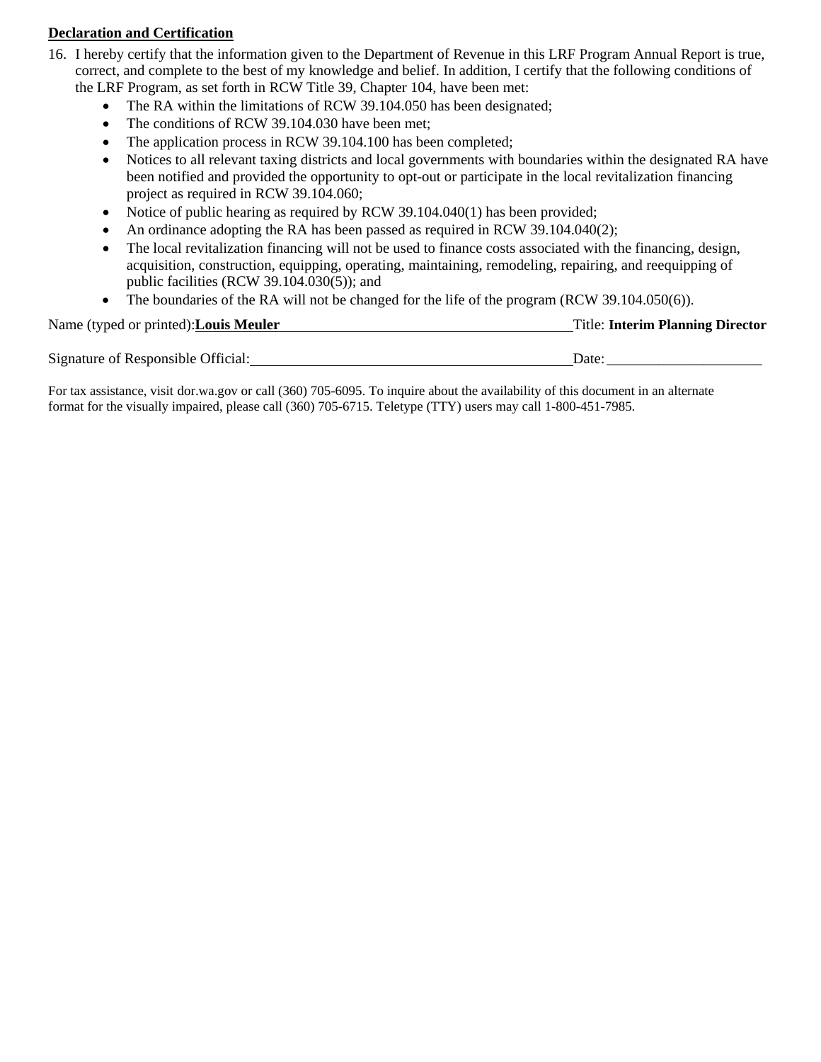**Declaration and Certification**

16. I hereby certify that the information given to the Department of Revenue in this LRF Program Annual Report is true, correct, and complete to the best of my knowledge and belief. In addition, I certify that the following conditions of the LRF Program, as set forth in RCW Title 39, Chapter 104, have been met:
    - The RA within the limitations of RCW 39.104.050 has been designated;
    - The conditions of RCW 39.104.030 have been met;
    - The application process in RCW 39.104.100 has been completed;
    - Notices to all relevant taxing districts and local governments with boundaries within the designated RA have been notified and provided the opportunity to opt-out or participate in the local revitalization financing project as required in RCW 39.104.060;
    - Notice of public hearing as required by RCW 39.104.040(1) has been provided;
    - An ordinance adopting the RA has been passed as required in RCW 39.104.040(2);
    - The local revitalization financing will not be used to finance costs associated with the financing, design, acquisition, construction, equipping, operating, maintaining, remodeling, repairing, and reequipping of public facilities (RCW 39.104.030(5)); and
    - The boundaries of the RA will not be changed for the life of the program (RCW 39.104.050(6)).

Name (typed or printed): **Louis Meuler** Title: **Interim Planning Director**

Signature of Responsible Official: ______________________ Date: ______________

For tax assistance, visit dor.wa.gov or call (360) 705-6095. To inquire about the availability of this document in an alternate format for the visually impaired, please call (360) 705-6715. Teletype (TTY) users may call 1-800-451-7985.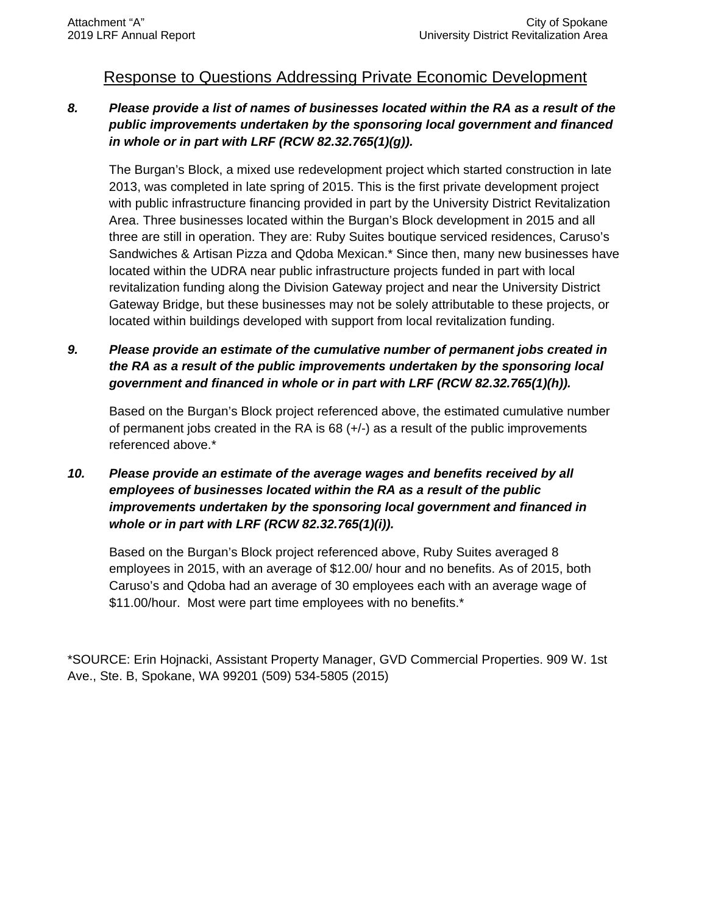## Response to Questions Addressing Private Economic Development

**8. *Please provide a list of names of businesses located within the RA as a result of the public improvements undertaken by the sponsoring local government and financed in whole or in part with LRF (RCW 82.32.765(1)(g)).***

The Burgan's Block, a mixed use redevelopment project which started construction in late 2013, was completed in late spring of 2015. This is the first private development project with public infrastructure financing provided in part by the University District Revitalization Area. Three businesses located within the Burgan's Block development in 2015 and all three are still in operation. They are: Ruby Suites boutique serviced residences, Caruso's Sandwiches & Artisan Pizza and Qdoba Mexican.* Since then, many new businesses have located within the UDRA near public infrastructure projects funded in part with local revitalization funding along the Division Gateway project and near the University District Gateway Bridge, but these businesses may not be solely attributable to these projects, or located within buildings developed with support from local revitalization funding.

**9. *Please provide an estimate of the cumulative number of permanent jobs created in the RA as a result of the public improvements undertaken by the sponsoring local government and financed in whole or in part with LRF (RCW 82.32.765(1)(h)).***

Based on the Burgan's Block project referenced above, the estimated cumulative number of permanent jobs created in the RA is 68 (+/-) as a result of the public improvements referenced above.*

**10. *Please provide an estimate of the average wages and benefits received by all employees of businesses located within the RA as a result of the public improvements undertaken by the sponsoring local government and financed in whole or in part with LRF (RCW 82.32.765(1)(i)).***

Based on the Burgan's Block project referenced above, Ruby Suites averaged 8 employees in 2015, with an average of $12.00/ hour and no benefits. As of 2015, both Caruso's and Qdoba had an average of 30 employees each with an average wage of $11.00/hour. Most were part time employees with no benefits.*

*SOURCE: Erin Hojnacki, Assistant Property Manager, GVD Commercial Properties. 909 W. 1st Ave., Ste. B, Spokane, WA 99201 (509) 534-5805 (2015)